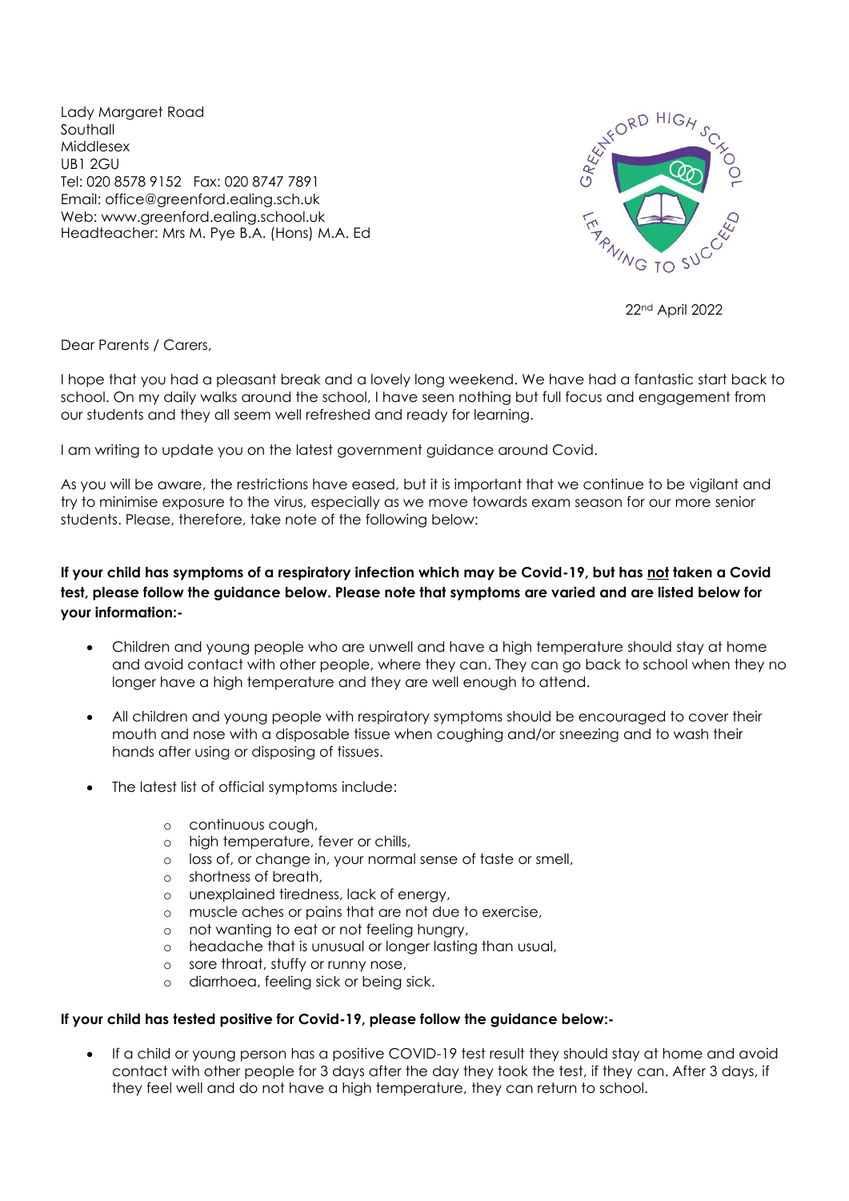Lady Margaret Road
Southall
Middlesex
UB1 2GU
Tel: 020 8578 9152 Fax: 020 8747 7891
Email: office@greenford.ealing.sch.uk
Web: www.greenford.ealing.school.uk
Headteacher: Mrs M. Pye B.A. (Hons) M.A. Ed

GREENFORD HIGH SCHOOL
LEARNING TO SUCCEED

22nd April 2022

Dear Parents / Carers,

I hope that you had a pleasant break and a lovely long weekend. We have had a fantastic start back to school. On my daily walks around the school, I have seen nothing but full focus and engagement from our students and they all seem well refreshed and ready for learning.

I am writing to update you on the latest government guidance around Covid.

As you will be aware, the restrictions have eased, but it is important that we continue to be vigilant and try to minimise exposure to the virus, especially as we move towards exam season for our more senior students. Please, therefore, take note of the following below:

**If your child has symptoms of a respiratory infection which may be Covid-19, but has not taken a Covid test, please follow the guidance below. Please note that symptoms are varied and are listed below for your information:-**

- Children and young people who are unwell and have a high temperature should stay at home and avoid contact with other people, where they can. They can go back to school when they no longer have a high temperature and they are well enough to attend.
- All children and young people with respiratory symptoms should be encouraged to cover their mouth and nose with a disposable tissue when coughing and/or sneezing and to wash their hands after using or disposing of tissues.
- The latest list of official symptoms include:
  - continuous cough,
  - high temperature, fever or chills,
  - loss of, or change in, your normal sense of taste or smell,
  - shortness of breath,
  - unexplained tiredness, lack of energy,
  - muscle aches or pains that are not due to exercise,
  - not wanting to eat or not feeling hungry,
  - headache that is unusual or longer lasting than usual,
  - sore throat, stuffy or runny nose,
  - diarrhoea, feeling sick or being sick.

**If your child has tested positive for Covid-19, please follow the guidance below:-**

- If a child or young person has a positive COVID-19 test result they should stay at home and avoid contact with other people for 3 days after the day they took the test, if they can. After 3 days, if they feel well and do not have a high temperature, they can return to school.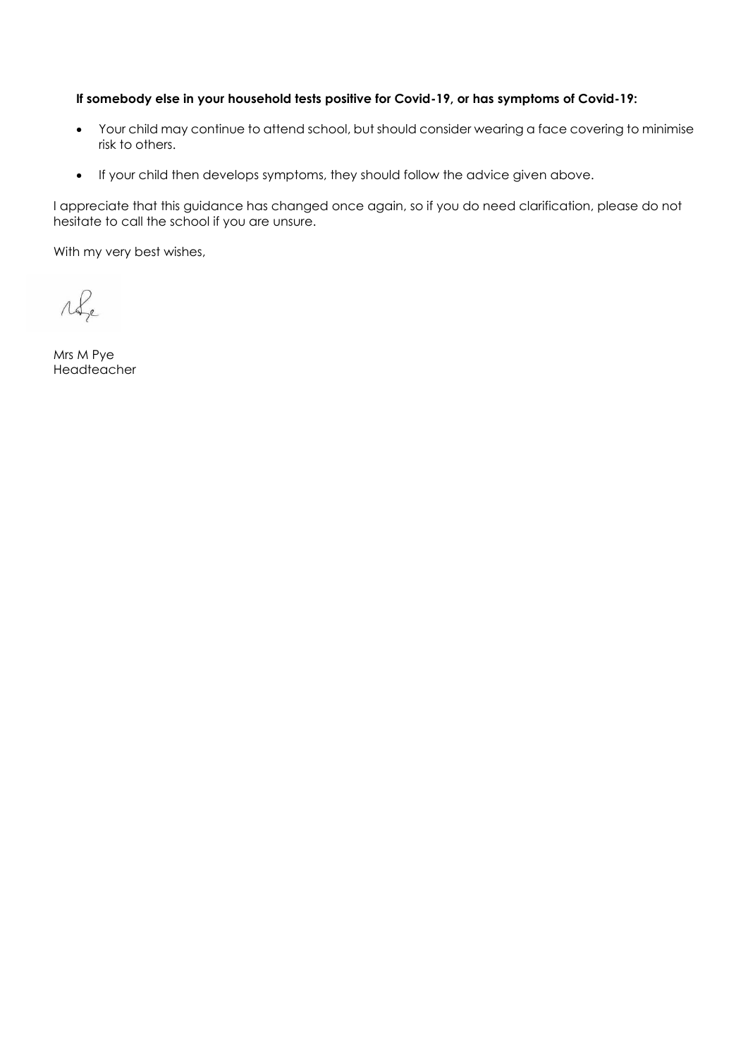**If somebody else in your household tests positive for Covid-19, or has symptoms of Covid-19:**

- Your child may continue to attend school, but should consider wearing a face covering to minimise risk to others.
- If your child then develops symptoms, they should follow the advice given above.

I appreciate that this guidance has changed once again, so if you do need clarification, please do not hesitate to call the school if you are unsure.

With my very best wishes,

Mrs M Pye
Headteacher